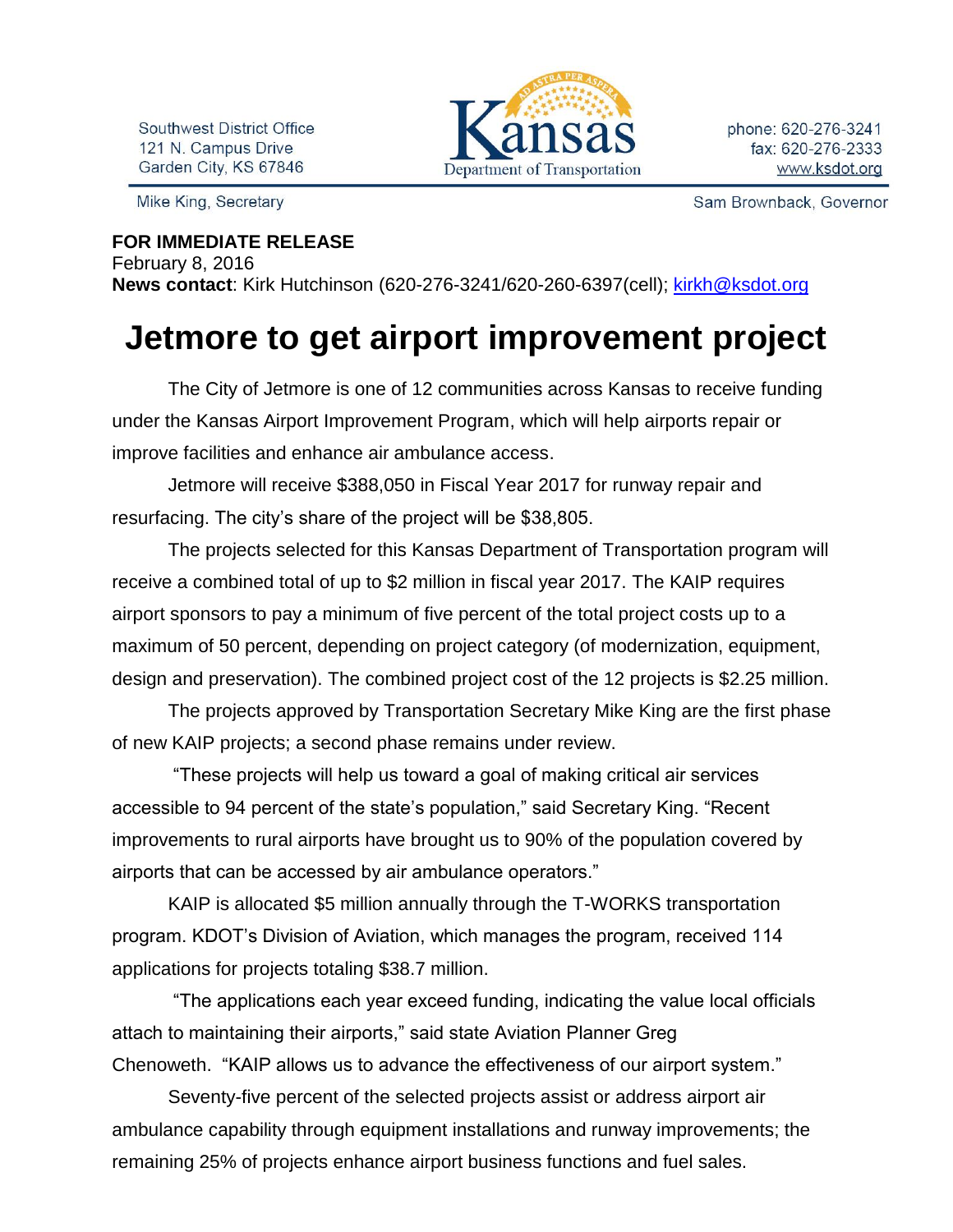Southwest District Office
121 N. Campus Drive
Garden City, KS 67846

Kansas Department of Transportation

phone: 620-276-3241
fax: 620-276-2333
www.ksdot.org

Mike King, Secretary

Sam Brownback, Governor

**FOR IMMEDIATE RELEASE**
February 8, 2016
**News contact**: Kirk Hutchinson (620-276-3241/620-260-6397(cell); kirkh@ksdot.org

# Jetmore to get airport improvement project

The City of Jetmore is one of 12 communities across Kansas to receive funding under the Kansas Airport Improvement Program, which will help airports repair or improve facilities and enhance air ambulance access.

Jetmore will receive $388,050 in Fiscal Year 2017 for runway repair and resurfacing. The city's share of the project will be $38,805.

The projects selected for this Kansas Department of Transportation program will receive a combined total of up to $2 million in fiscal year 2017. The KAIP requires airport sponsors to pay a minimum of five percent of the total project costs up to a maximum of 50 percent, depending on project category (of modernization, equipment, design and preservation). The combined project cost of the 12 projects is $2.25 million.

The projects approved by Transportation Secretary Mike King are the first phase of new KAIP projects; a second phase remains under review.

"These projects will help us toward a goal of making critical air services accessible to 94 percent of the state's population," said Secretary King. "Recent improvements to rural airports have brought us to 90% of the population covered by airports that can be accessed by air ambulance operators."

KAIP is allocated $5 million annually through the T-WORKS transportation program. KDOT's Division of Aviation, which manages the program, received 114 applications for projects totaling $38.7 million.

"The applications each year exceed funding, indicating the value local officials attach to maintaining their airports," said state Aviation Planner Greg Chenoweth. "KAIP allows us to advance the effectiveness of our airport system."

Seventy-five percent of the selected projects assist or address airport air ambulance capability through equipment installations and runway improvements; the remaining 25% of projects enhance airport business functions and fuel sales.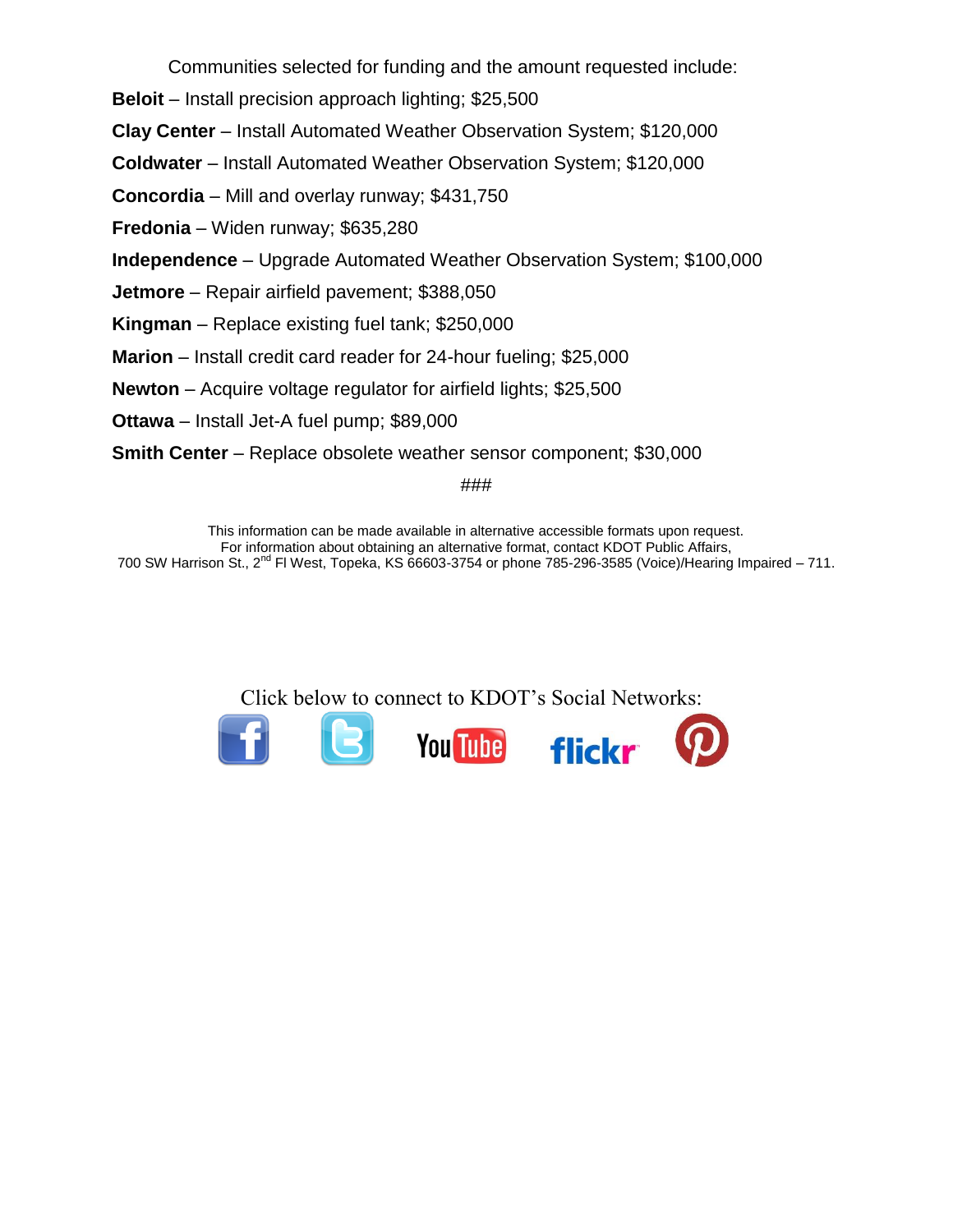Communities selected for funding and the amount requested include:

**Beloit** – Install precision approach lighting; $25,500

**Clay Center** – Install Automated Weather Observation System; $120,000

**Coldwater** – Install Automated Weather Observation System; $120,000

**Concordia** – Mill and overlay runway; $431,750

**Fredonia** – Widen runway; $635,280

**Independence** – Upgrade Automated Weather Observation System; $100,000

**Jetmore** – Repair airfield pavement; $388,050

**Kingman** – Replace existing fuel tank; $250,000

**Marion** – Install credit card reader for 24-hour fueling; $25,000

**Newton** – Acquire voltage regulator for airfield lights; $25,500

**Ottawa** – Install Jet-A fuel pump; $89,000

**Smith Center** – Replace obsolete weather sensor component; $30,000

###

This information can be made available in alternative accessible formats upon request. For information about obtaining an alternative format, contact KDOT Public Affairs, 700 SW Harrison St., 2nd Fl West, Topeka, KS 66603-3754 or phone 785-296-3585 (Voice)/Hearing Impaired – 711.

Click below to connect to KDOT's Social Networks: